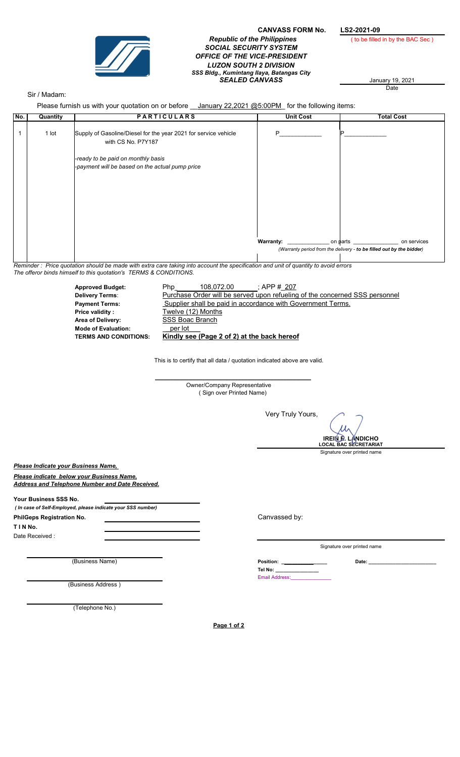**CANVASS FORM No.** **LS2-2021-09**

( to be filled in by the BAC Sec )

***Republic of the Philippines***
***SOCIAL SECURITY SYSTEM***
***OFFICE OF THE VICE-PRESIDENT***
***LUZON SOUTH 2 DIVISION***
***SSS Bldg., Kumintang Ilaya, Batangas City***
***SEALED CANVASS***

January 19, 2021
Date

Sir / Madam:

Please furnish us with your quotation on or before __January 22,2021 @5:00PM_ for the following items:

| No. | Quantity | PARTICULARS | Unit Cost | Total Cost |
|---|---|---|---|---|
| 1 | 1 lot | Supply of Gasoline/Diesel for the year 2021 for service vehicle with CS No. P7Y187<br><br>*-ready to be paid on monthly basis*<br>*-payment will be based on the actual pump price* | P_____________ | P_____________ |
| | | | **Warranty:** _____________ on parts _______________ on services<br>*(Warranty period from the delivery - **to be filled out by the bidder**)* | |

*Reminder : Price quotation should be made with extra care taking into account the specification and unit of quantity to avoid errors*
*The offeror binds himself to this quotation's TERMS & CONDITIONS.*

**Approved Budget:** Php 108,072.00 ; APP # 207
**Delivery Terms:** Purchase Order will be served upon refueling of the concerned SSS personnel
**Payment Terms:** Supplier shall be paid in accordance with Government Terms.
**Price validity :** Twelve (12) Months
**Area of Delivery:** SSS Boac Branch
**Mode of Evaluation:** per lot
**TERMS AND CONDITIONS:** **Kindly see (Page 2 of 2) at the back hereof**

This is to certify that all data / quotation indicated above are valid.

______________________________
Owner/Company Representative
( Sign over Printed Name)

Very Truly Yours,

**IREIN F. LANDICHO**
**LOCAL BAC SECRETARIAT**
Signature over printed name

***Please Indicate your Business Name,***

***Please indicate below your Business Name, Address and Telephone Number and Date Received.***

**Your Business SSS No.** ______________________
***( In case of Self-Employed, please indicate your SSS number)***

**PhilGeps Registration No.** ______________________

**T I N No.** ______________________

Date Received : ______________________

Canvassed by:

______________________________
Signature over printed name

______________________________
(Business Name)

______________________________
(Business Address )

______________________________
(Telephone No.)

**Position:** _______________ **Date:** _______________
**Tel No:** _______________
Email Address:_______________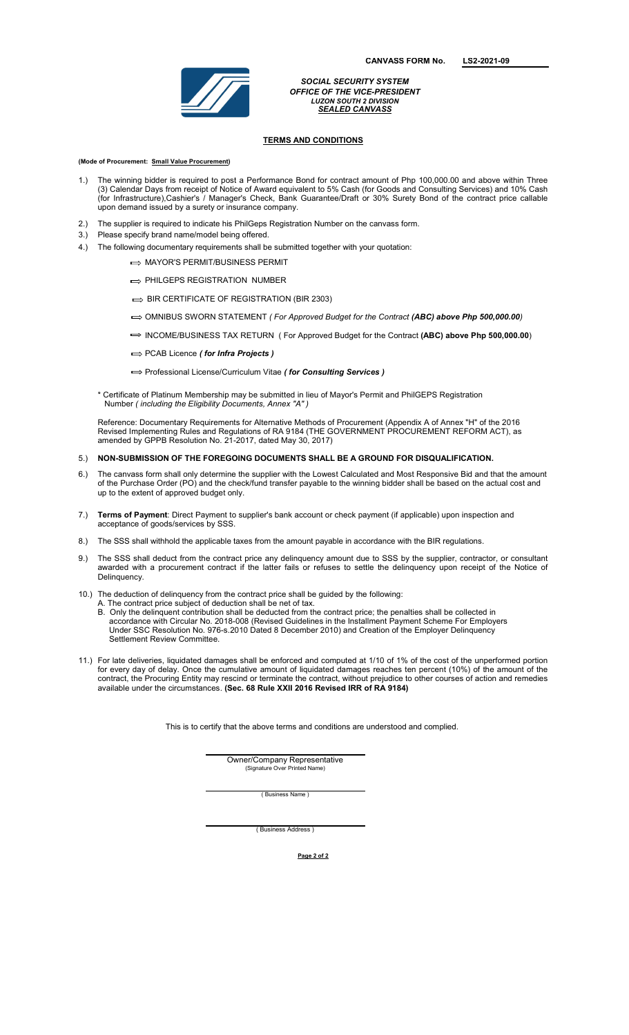**CANVASS FORM No. LS2-2021-09**

***SOCIAL SECURITY SYSTEM***
***OFFICE OF THE VICE-PRESIDENT***
***LUZON SOUTH 2 DIVISION***
***SEALED CANVASS***

## TERMS AND CONDITIONS

**(Mode of Procurement: Small Value Procurement)**

1.) The winning bidder is required to post a Performance Bond for contract amount of Php 100,000.00 and above within Three (3) Calendar Days from receipt of Notice of Award equivalent to 5% Cash (for Goods and Consulting Services) and 10% Cash (for Infrastructure),Cashier's / Manager's Check, Bank Guarantee/Draft or 30% Surety Bond of the contract price callable upon demand issued by a surety or insurance company.

2.) The supplier is required to indicate his PhilGeps Registration Number on the canvass form.

3.) Please specify brand name/model being offered.

4.) The following documentary requirements shall be submitted together with your quotation:

- ⟹ MAYOR'S PERMIT/BUSINESS PERMIT
- ⟹ PHILGEPS REGISTRATION NUMBER
- ⟹ BIR CERTIFICATE OF REGISTRATION (BIR 2303)
- ⟹ OMNIBUS SWORN STATEMENT *( For Approved Budget for the Contract **(ABC) above Php 500,000.00**)*
- ⟹ INCOME/BUSINESS TAX RETURN ( For Approved Budget for the Contract **(ABC) above Php 500,000.00**)
- ⟹ PCAB Licence ***( for Infra Projects )***
- ⟹ Professional License/Curriculum Vitae ***( for Consulting Services )***

\* Certificate of Platinum Membership may be submitted in lieu of Mayor's Permit and PhilGEPS Registration Number *( including the Eligibility Documents, Annex "A" )*

Reference: Documentary Requirements for Alternative Methods of Procurement (Appendix A of Annex "H" of the 2016 Revised Implementing Rules and Regulations of RA 9184 (THE GOVERNMENT PROCUREMENT REFORM ACT), as amended by GPPB Resolution No. 21-2017, dated May 30, 2017)

5.) **NON-SUBMISSION OF THE FOREGOING DOCUMENTS SHALL BE A GROUND FOR DISQUALIFICATION.**

6.) The canvass form shall only determine the supplier with the Lowest Calculated and Most Responsive Bid and that the amount of the Purchase Order (PO) and the check/fund transfer payable to the winning bidder shall be based on the actual cost and up to the extent of approved budget only.

7.) **Terms of Payment**: Direct Payment to supplier's bank account or check payment (if applicable) upon inspection and acceptance of goods/services by SSS.

8.) The SSS shall withhold the applicable taxes from the amount payable in accordance with the BIR regulations.

9.) The SSS shall deduct from the contract price any delinquency amount due to SSS by the supplier, contractor, or consultant awarded with a procurement contract if the latter fails or refuses to settle the delinquency upon receipt of the Notice of Delinquency.

10.) The deduction of delinquency from the contract price shall be guided by the following:
A. The contract price subject of deduction shall be net of tax.
B. Only the delinquent contribution shall be deducted from the contract price; the penalties shall be collected in accordance with Circular No. 2018-008 (Revised Guidelines in the Installment Payment Scheme For Employers Under SSC Resolution No. 976-s.2010 Dated 8 December 2010) and Creation of the Employer Delinquency Settlement Review Committee.

11.) For late deliveries, liquidated damages shall be enforced and computed at 1/10 of 1% of the cost of the unperformed portion for every day of delay. Once the cumulative amount of liquidated damages reaches ten percent (10%) of the amount of the contract, the Procuring Entity may rescind or terminate the contract, without prejudice to other courses of action and remedies available under the circumstances. **(Sec. 68 Rule XXII 2016 Revised IRR of RA 9184)**

This is to certify that the above terms and conditions are understood and complied.

\_\_\_\_\_\_\_\_\_\_\_\_\_\_\_\_\_\_\_\_\_\_\_\_\_\_\_\_\_\_
Owner/Company Representative
(Signature Over Printed Name)

\_\_\_\_\_\_\_\_\_\_\_\_\_\_\_\_\_\_\_\_\_\_\_\_\_\_\_\_\_\_
( Business Name )

\_\_\_\_\_\_\_\_\_\_\_\_\_\_\_\_\_\_\_\_\_\_\_\_\_\_\_\_\_\_
( Business Address )